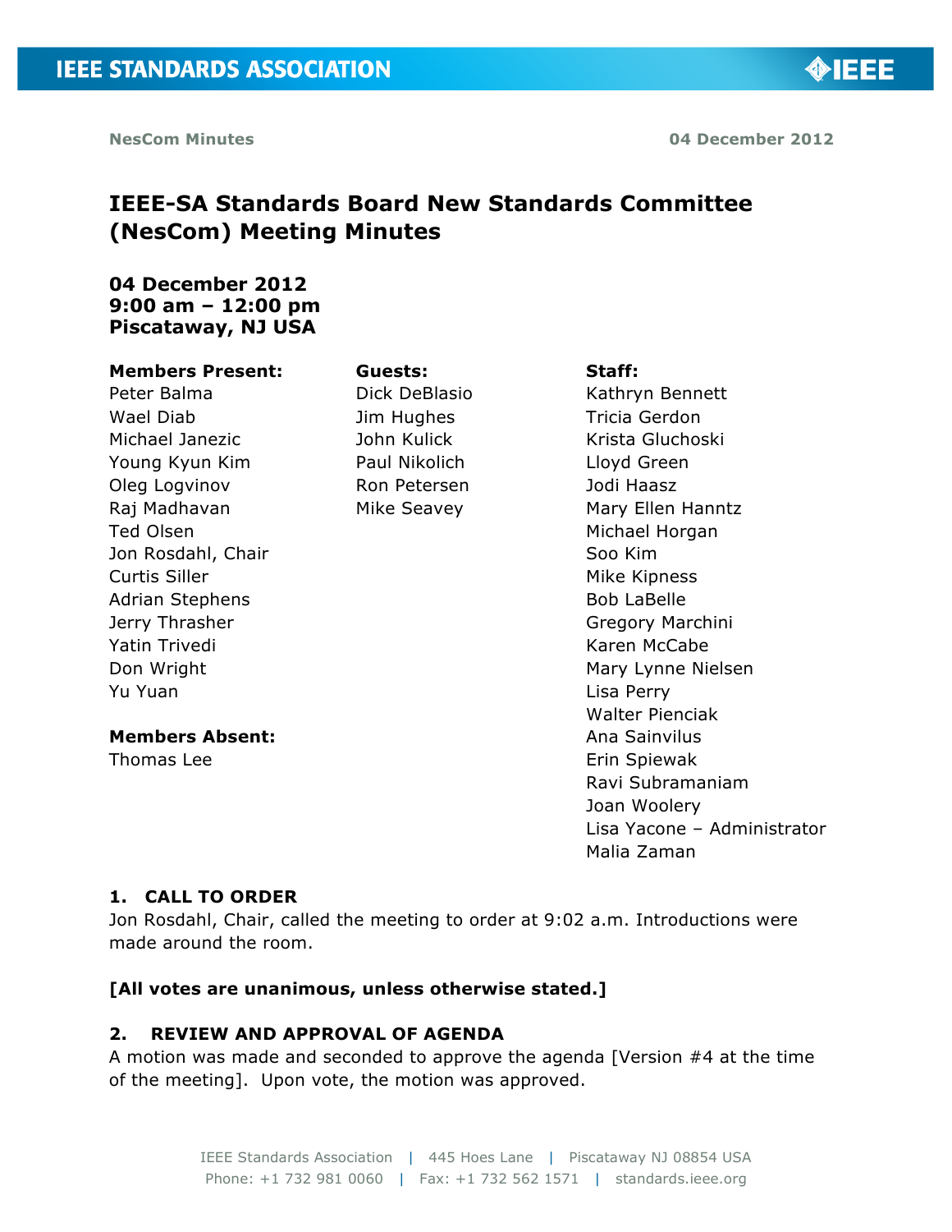NesCom Minutes 04 December 2012

# IEEE-SA Standards Board New Standards Committee (NesCom) Meeting Minutes

**04 December 2012**
**9:00 am – 12:00 pm**
**Piscataway, NJ USA**

**Members Present:**
Peter Balma
Wael Diab
Michael Janezic
Young Kyun Kim
Oleg Logvinov
Raj Madhavan
Ted Olsen
Jon Rosdahl, Chair
Curtis Siller
Adrian Stephens
Jerry Thrasher
Yatin Trivedi
Don Wright
Yu Yuan

**Members Absent:**
Thomas Lee

**Guests:**
Dick DeBlasio
Jim Hughes
John Kulick
Paul Nikolich
Ron Petersen
Mike Seavey

**Staff:**
Kathryn Bennett
Tricia Gerdon
Krista Gluchoski
Lloyd Green
Jodi Haasz
Mary Ellen Hanntz
Michael Horgan
Soo Kim
Mike Kipness
Bob LaBelle
Gregory Marchini
Karen McCabe
Mary Lynne Nielsen
Lisa Perry
Walter Pienciak
Ana Sainvilus
Erin Spiewak
Ravi Subramaniam
Joan Woolery
Lisa Yacone – Administrator
Malia Zaman

## 1. CALL TO ORDER

Jon Rosdahl, Chair, called the meeting to order at 9:02 a.m. Introductions were made around the room.

**[All votes are unanimous, unless otherwise stated.]**

## 2. REVIEW AND APPROVAL OF AGENDA

A motion was made and seconded to approve the agenda [Version #4 at the time of the meeting]. Upon vote, the motion was approved.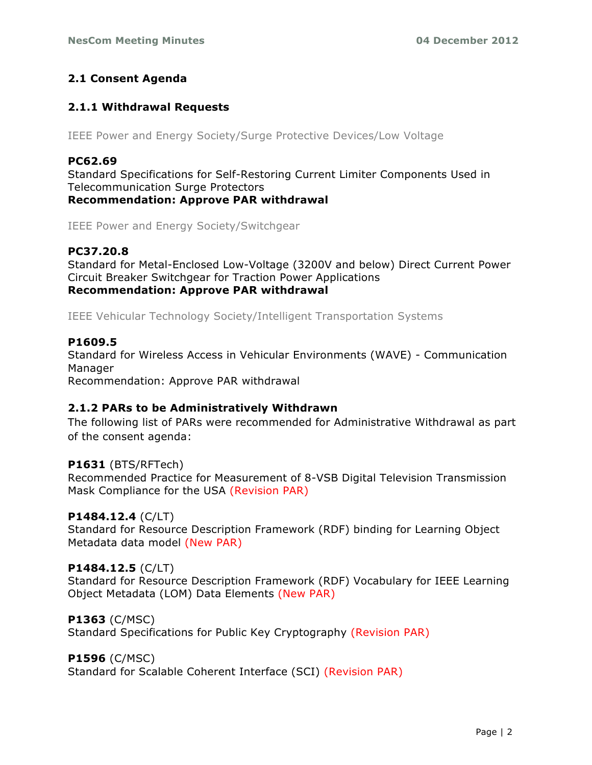## 2.1 Consent Agenda

### 2.1.1 Withdrawal Requests

IEEE Power and Energy Society/Surge Protective Devices/Low Voltage

**PC62.69**
Standard Specifications for Self-Restoring Current Limiter Components Used in Telecommunication Surge Protectors
**Recommendation: Approve PAR withdrawal**

IEEE Power and Energy Society/Switchgear

**PC37.20.8**
Standard for Metal-Enclosed Low-Voltage (3200V and below) Direct Current Power Circuit Breaker Switchgear for Traction Power Applications
**Recommendation: Approve PAR withdrawal**

IEEE Vehicular Technology Society/Intelligent Transportation Systems

**P1609.5**
Standard for Wireless Access in Vehicular Environments (WAVE) - Communication Manager
Recommendation: Approve PAR withdrawal

### 2.1.2 PARs to be Administratively Withdrawn

The following list of PARs were recommended for Administrative Withdrawal as part of the consent agenda:

**P1631** (BTS/RFTech)
Recommended Practice for Measurement of 8-VSB Digital Television Transmission Mask Compliance for the USA (Revision PAR)

**P1484.12.4** (C/LT)
Standard for Resource Description Framework (RDF) binding for Learning Object Metadata data model (New PAR)

**P1484.12.5** (C/LT)
Standard for Resource Description Framework (RDF) Vocabulary for IEEE Learning Object Metadata (LOM) Data Elements (New PAR)

**P1363** (C/MSC)
Standard Specifications for Public Key Cryptography (Revision PAR)

**P1596** (C/MSC)
Standard for Scalable Coherent Interface (SCI) (Revision PAR)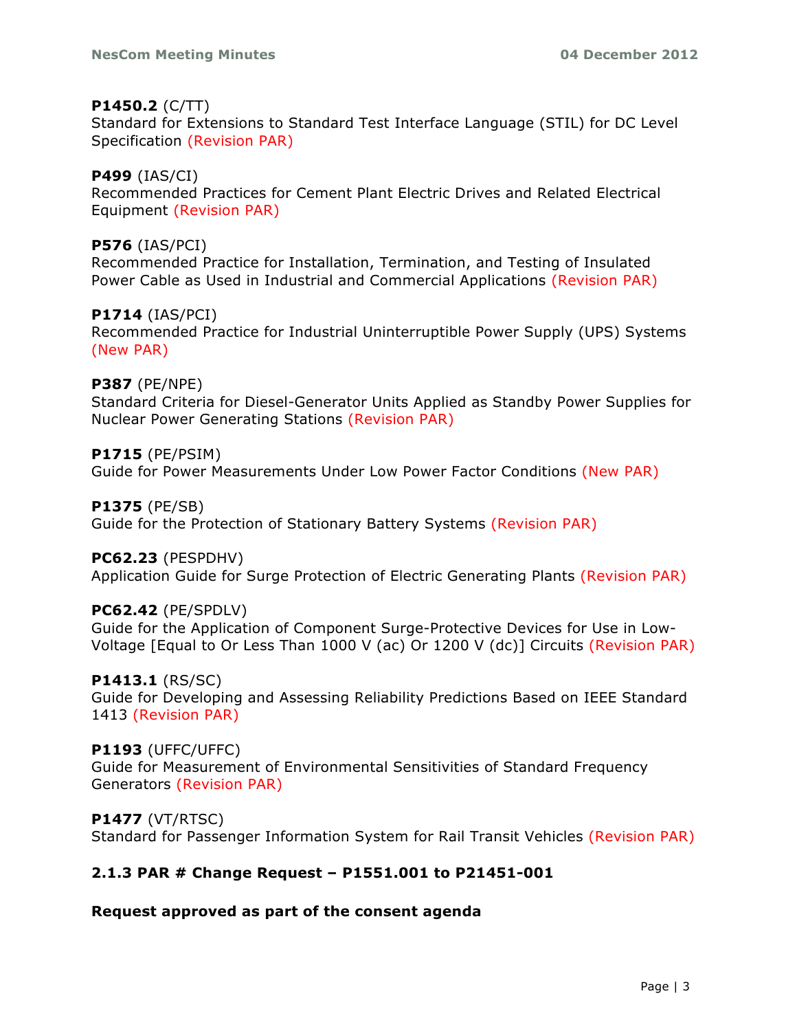**P1450.2** (C/TT)
Standard for Extensions to Standard Test Interface Language (STIL) for DC Level Specification (Revision PAR)

**P499** (IAS/CI)
Recommended Practices for Cement Plant Electric Drives and Related Electrical Equipment (Revision PAR)

**P576** (IAS/PCI)
Recommended Practice for Installation, Termination, and Testing of Insulated Power Cable as Used in Industrial and Commercial Applications (Revision PAR)

**P1714** (IAS/PCI)
Recommended Practice for Industrial Uninterruptible Power Supply (UPS) Systems (New PAR)

**P387** (PE/NPE)
Standard Criteria for Diesel-Generator Units Applied as Standby Power Supplies for Nuclear Power Generating Stations (Revision PAR)

**P1715** (PE/PSIM)
Guide for Power Measurements Under Low Power Factor Conditions (New PAR)

**P1375** (PE/SB)
Guide for the Protection of Stationary Battery Systems (Revision PAR)

**PC62.23** (PESPDHV)
Application Guide for Surge Protection of Electric Generating Plants (Revision PAR)

**PC62.42** (PE/SPDLV)
Guide for the Application of Component Surge-Protective Devices for Use in Low-Voltage [Equal to Or Less Than 1000 V (ac) Or 1200 V (dc)] Circuits (Revision PAR)

**P1413.1** (RS/SC)
Guide for Developing and Assessing Reliability Predictions Based on IEEE Standard 1413 (Revision PAR)

**P1193** (UFFC/UFFC)
Guide for Measurement of Environmental Sensitivities of Standard Frequency Generators (Revision PAR)

**P1477** (VT/RTSC)
Standard for Passenger Information System for Rail Transit Vehicles (Revision PAR)

### 2.1.3 PAR # Change Request – P1551.001 to P21451-001

**Request approved as part of the consent agenda**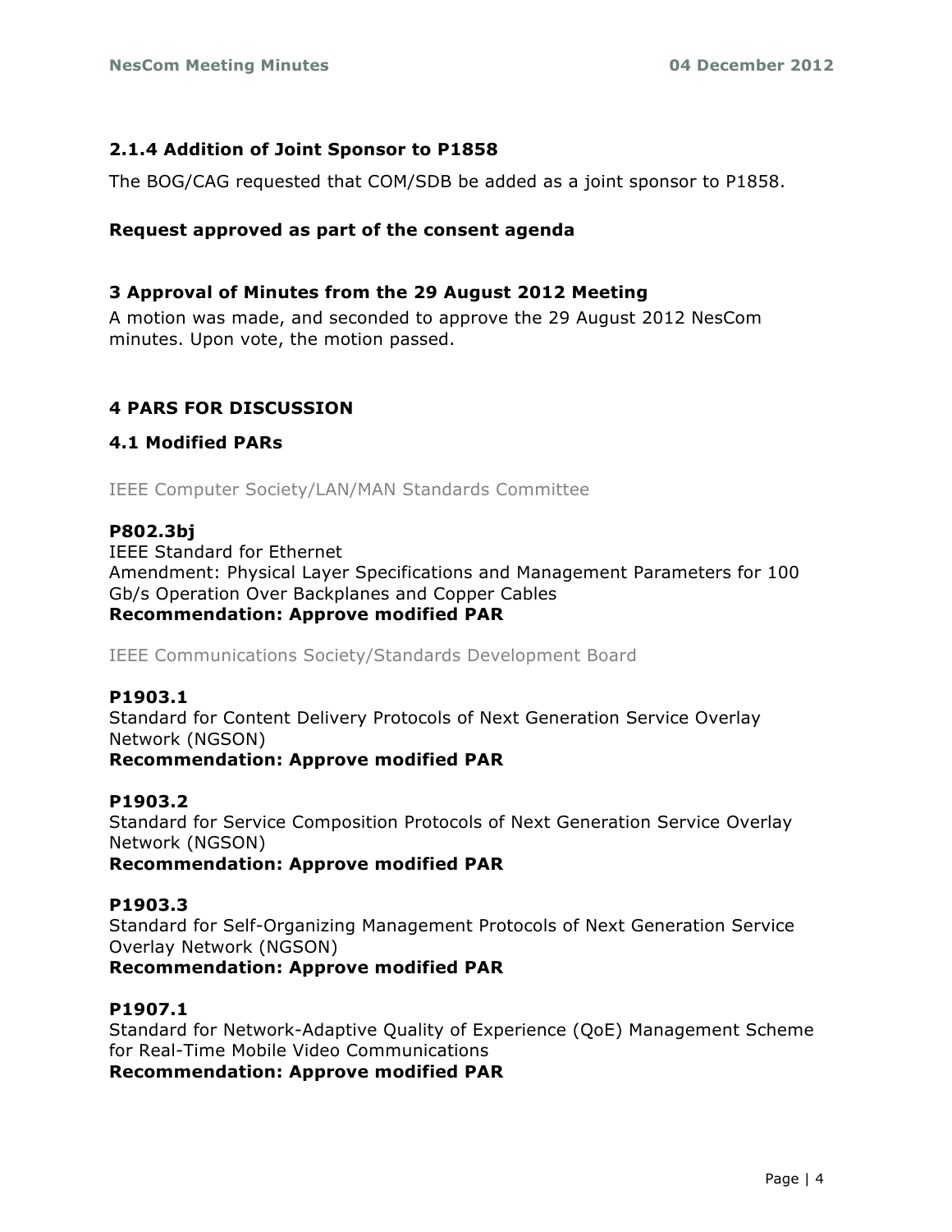### 2.1.4 Addition of Joint Sponsor to P1858

The BOG/CAG requested that COM/SDB be added as a joint sponsor to P1858.

**Request approved as part of the consent agenda**

## 3 Approval of Minutes from the 29 August 2012 Meeting

A motion was made, and seconded to approve the 29 August 2012 NesCom minutes. Upon vote, the motion passed.

## 4 PARS FOR DISCUSSION

### 4.1 Modified PARs

IEEE Computer Society/LAN/MAN Standards Committee

**P802.3bj**
IEEE Standard for Ethernet
Amendment: Physical Layer Specifications and Management Parameters for 100 Gb/s Operation Over Backplanes and Copper Cables
**Recommendation: Approve modified PAR**

IEEE Communications Society/Standards Development Board

**P1903.1**
Standard for Content Delivery Protocols of Next Generation Service Overlay Network (NGSON)
**Recommendation: Approve modified PAR**

**P1903.2**
Standard for Service Composition Protocols of Next Generation Service Overlay Network (NGSON)
**Recommendation: Approve modified PAR**

**P1903.3**
Standard for Self-Organizing Management Protocols of Next Generation Service Overlay Network (NGSON)
**Recommendation: Approve modified PAR**

**P1907.1**
Standard for Network-Adaptive Quality of Experience (QoE) Management Scheme for Real-Time Mobile Video Communications
**Recommendation: Approve modified PAR**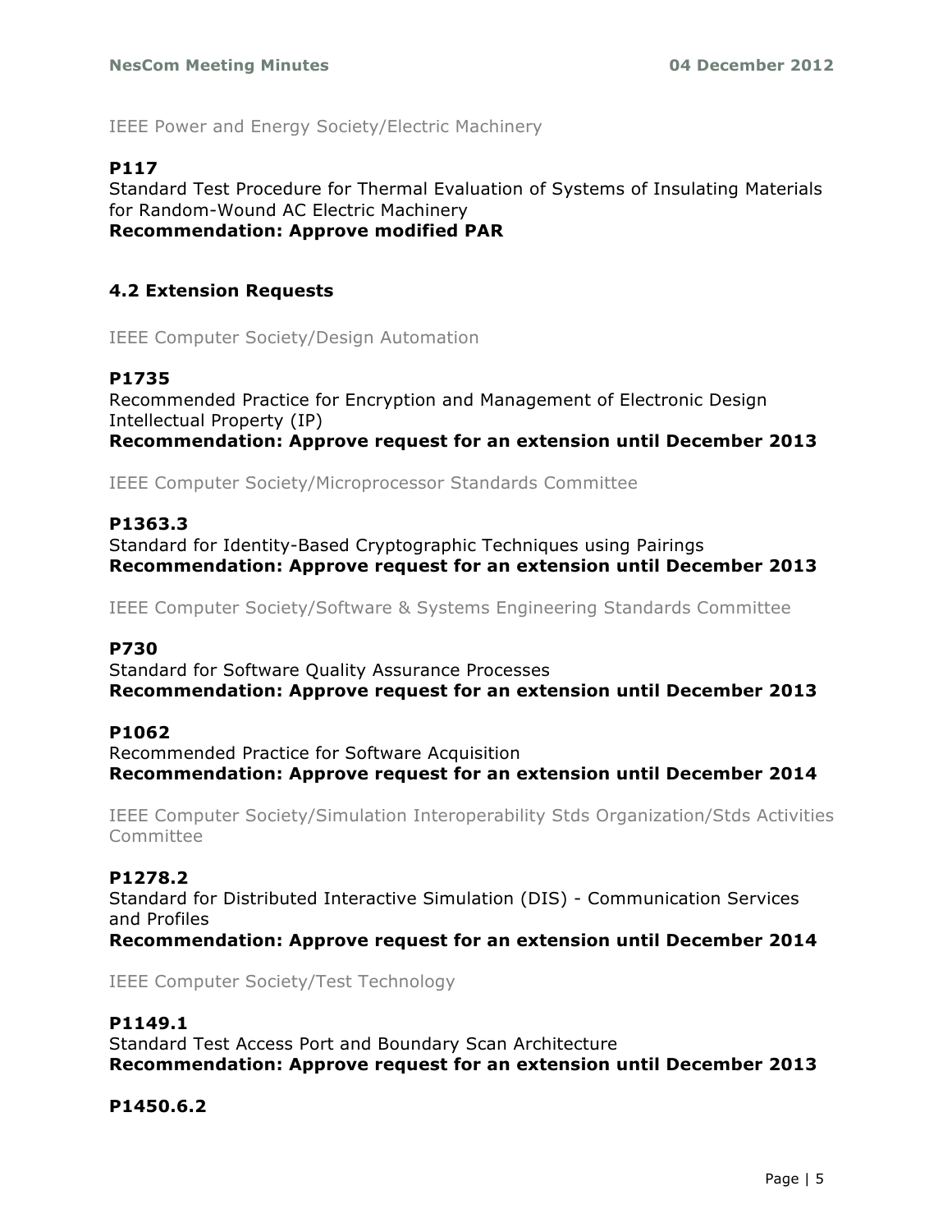IEEE Power and Energy Society/Electric Machinery

**P117**

Standard Test Procedure for Thermal Evaluation of Systems of Insulating Materials for Random-Wound AC Electric Machinery

**Recommendation: Approve modified PAR**

## 4.2 Extension Requests

IEEE Computer Society/Design Automation

**P1735**

Recommended Practice for Encryption and Management of Electronic Design Intellectual Property (IP)

**Recommendation: Approve request for an extension until December 2013**

IEEE Computer Society/Microprocessor Standards Committee

**P1363.3**

Standard for Identity-Based Cryptographic Techniques using Pairings

**Recommendation: Approve request for an extension until December 2013**

IEEE Computer Society/Software & Systems Engineering Standards Committee

**P730**

Standard for Software Quality Assurance Processes

**Recommendation: Approve request for an extension until December 2013**

**P1062**

Recommended Practice for Software Acquisition

**Recommendation: Approve request for an extension until December 2014**

IEEE Computer Society/Simulation Interoperability Stds Organization/Stds Activities Committee

**P1278.2**

Standard for Distributed Interactive Simulation (DIS) - Communication Services and Profiles

**Recommendation: Approve request for an extension until December 2014**

IEEE Computer Society/Test Technology

**P1149.1**

Standard Test Access Port and Boundary Scan Architecture

**Recommendation: Approve request for an extension until December 2013**

**P1450.6.2**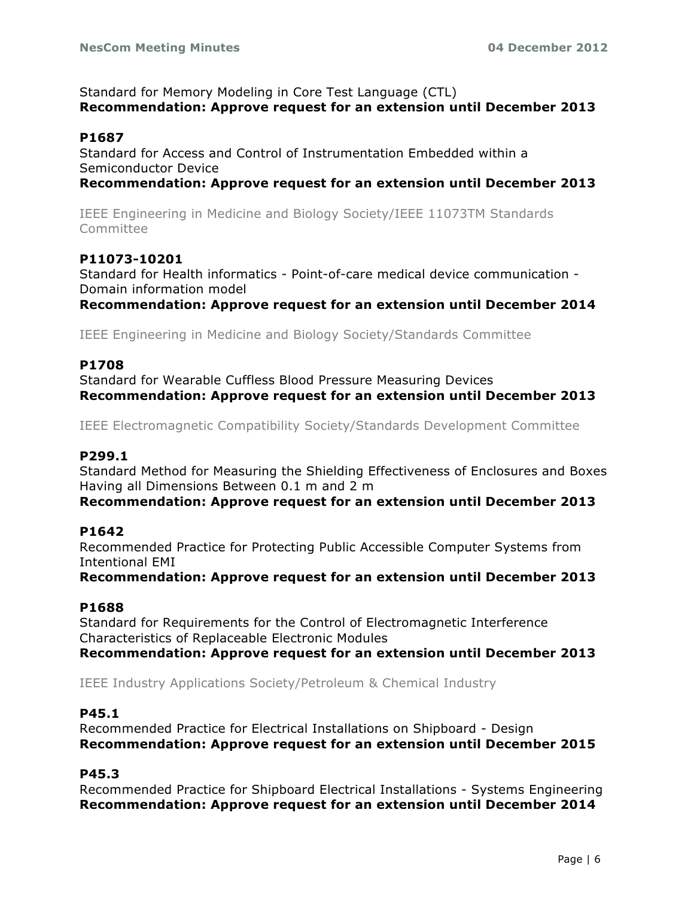Standard for Memory Modeling in Core Test Language (CTL)
**Recommendation: Approve request for an extension until December 2013**

**P1687**
Standard for Access and Control of Instrumentation Embedded within a Semiconductor Device
**Recommendation: Approve request for an extension until December 2013**

IEEE Engineering in Medicine and Biology Society/IEEE 11073TM Standards Committee

**P11073-10201**
Standard for Health informatics - Point-of-care medical device communication - Domain information model
**Recommendation: Approve request for an extension until December 2014**

IEEE Engineering in Medicine and Biology Society/Standards Committee

**P1708**
Standard for Wearable Cuffless Blood Pressure Measuring Devices
**Recommendation: Approve request for an extension until December 2013**

IEEE Electromagnetic Compatibility Society/Standards Development Committee

**P299.1**
Standard Method for Measuring the Shielding Effectiveness of Enclosures and Boxes Having all Dimensions Between 0.1 m and 2 m
**Recommendation: Approve request for an extension until December 2013**

**P1642**
Recommended Practice for Protecting Public Accessible Computer Systems from Intentional EMI
**Recommendation: Approve request for an extension until December 2013**

**P1688**
Standard for Requirements for the Control of Electromagnetic Interference Characteristics of Replaceable Electronic Modules
**Recommendation: Approve request for an extension until December 2013**

IEEE Industry Applications Society/Petroleum & Chemical Industry

**P45.1**
Recommended Practice for Electrical Installations on Shipboard - Design
**Recommendation: Approve request for an extension until December 2015**

**P45.3**
Recommended Practice for Shipboard Electrical Installations - Systems Engineering
**Recommendation: Approve request for an extension until December 2014**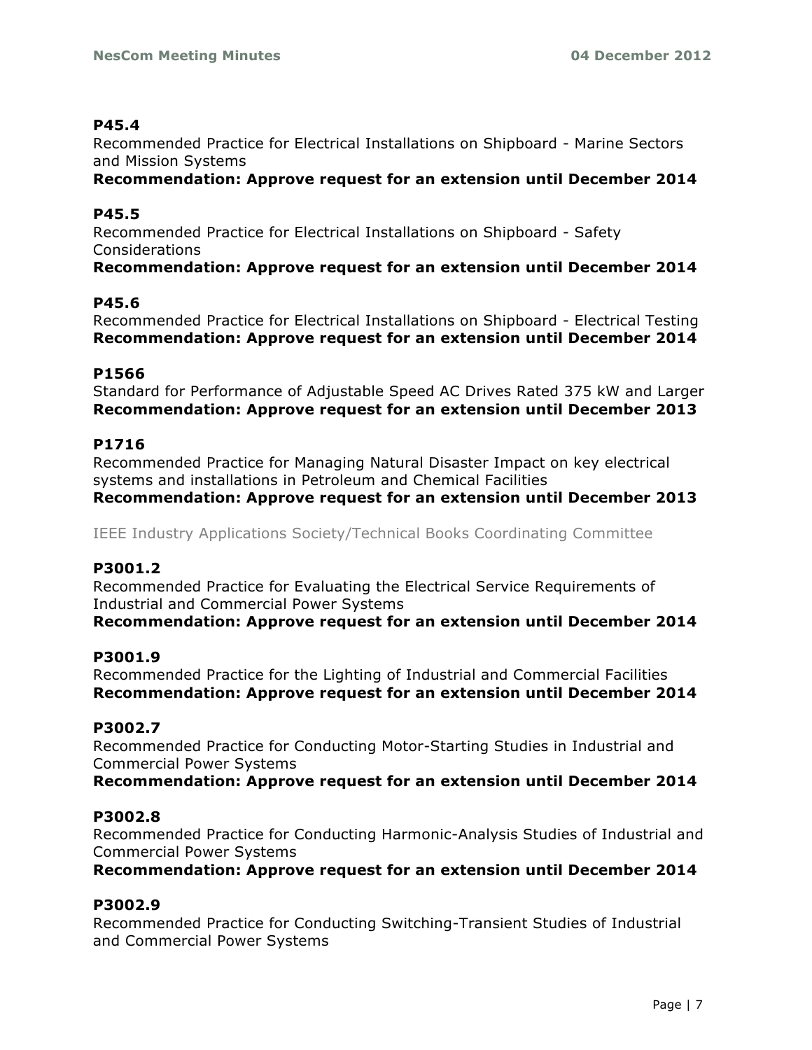**P45.4**

Recommended Practice for Electrical Installations on Shipboard - Marine Sectors and Mission Systems

**Recommendation: Approve request for an extension until December 2014**

**P45.5**

Recommended Practice for Electrical Installations on Shipboard - Safety Considerations

**Recommendation: Approve request for an extension until December 2014**

**P45.6**

Recommended Practice for Electrical Installations on Shipboard - Electrical Testing

**Recommendation: Approve request for an extension until December 2014**

**P1566**

Standard for Performance of Adjustable Speed AC Drives Rated 375 kW and Larger

**Recommendation: Approve request for an extension until December 2013**

**P1716**

Recommended Practice for Managing Natural Disaster Impact on key electrical systems and installations in Petroleum and Chemical Facilities

**Recommendation: Approve request for an extension until December 2013**

IEEE Industry Applications Society/Technical Books Coordinating Committee

**P3001.2**

Recommended Practice for Evaluating the Electrical Service Requirements of Industrial and Commercial Power Systems

**Recommendation: Approve request for an extension until December 2014**

**P3001.9**

Recommended Practice for the Lighting of Industrial and Commercial Facilities

**Recommendation: Approve request for an extension until December 2014**

**P3002.7**

Recommended Practice for Conducting Motor-Starting Studies in Industrial and Commercial Power Systems

**Recommendation: Approve request for an extension until December 2014**

**P3002.8**

Recommended Practice for Conducting Harmonic-Analysis Studies of Industrial and Commercial Power Systems

**Recommendation: Approve request for an extension until December 2014**

**P3002.9**

Recommended Practice for Conducting Switching-Transient Studies of Industrial and Commercial Power Systems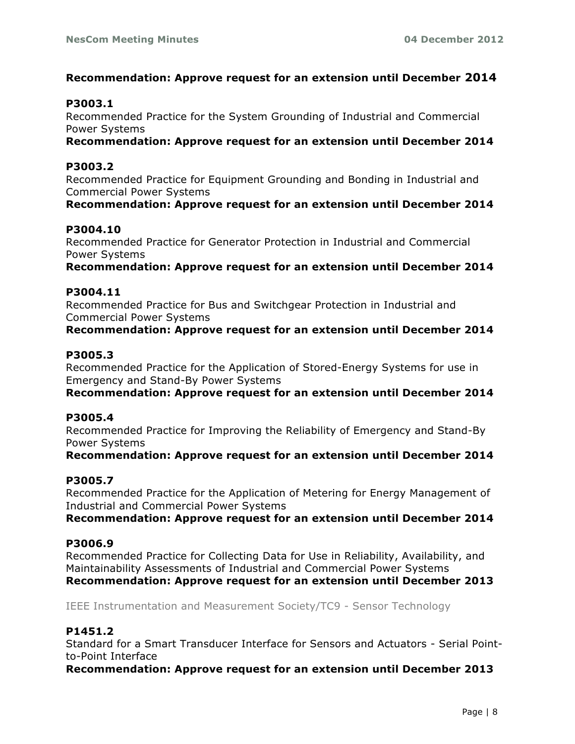**Recommendation: Approve request for an extension until December 2014**

**P3003.1**

Recommended Practice for the System Grounding of Industrial and Commercial Power Systems

**Recommendation: Approve request for an extension until December 2014**

**P3003.2**

Recommended Practice for Equipment Grounding and Bonding in Industrial and Commercial Power Systems

**Recommendation: Approve request for an extension until December 2014**

**P3004.10**

Recommended Practice for Generator Protection in Industrial and Commercial Power Systems

**Recommendation: Approve request for an extension until December 2014**

**P3004.11**

Recommended Practice for Bus and Switchgear Protection in Industrial and Commercial Power Systems

**Recommendation: Approve request for an extension until December 2014**

**P3005.3**

Recommended Practice for the Application of Stored-Energy Systems for use in Emergency and Stand-By Power Systems

**Recommendation: Approve request for an extension until December 2014**

**P3005.4**

Recommended Practice for Improving the Reliability of Emergency and Stand-By Power Systems

**Recommendation: Approve request for an extension until December 2014**

**P3005.7**

Recommended Practice for the Application of Metering for Energy Management of Industrial and Commercial Power Systems

**Recommendation: Approve request for an extension until December 2014**

**P3006.9**

Recommended Practice for Collecting Data for Use in Reliability, Availability, and Maintainability Assessments of Industrial and Commercial Power Systems

**Recommendation: Approve request for an extension until December 2013**

IEEE Instrumentation and Measurement Society/TC9 - Sensor Technology

**P1451.2**

Standard for a Smart Transducer Interface for Sensors and Actuators - Serial Point-to-Point Interface

**Recommendation: Approve request for an extension until December 2013**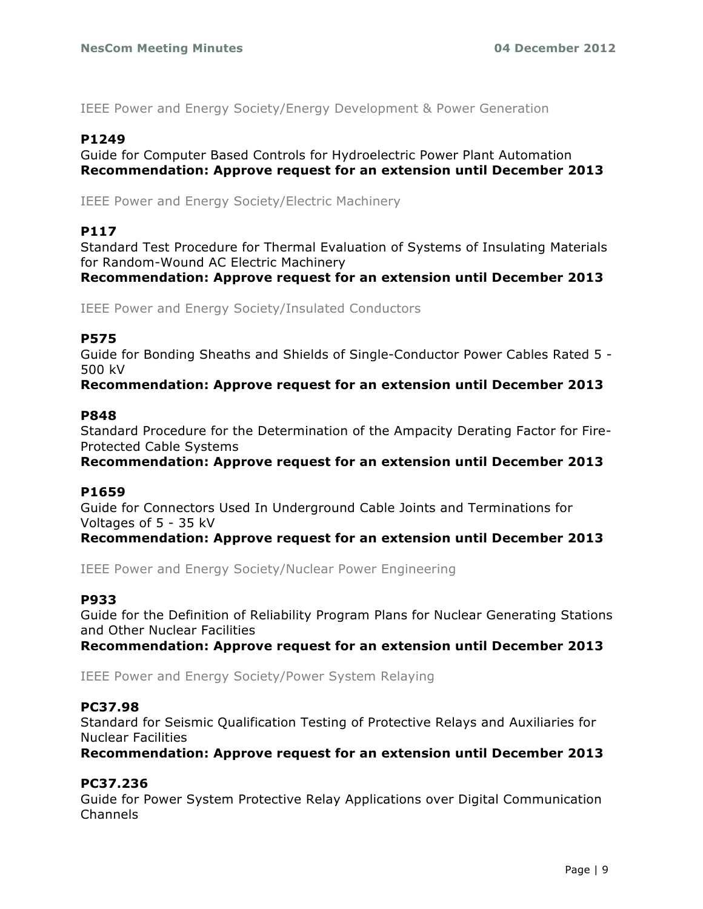IEEE Power and Energy Society/Energy Development & Power Generation

**P1249**

Guide for Computer Based Controls for Hydroelectric Power Plant Automation

**Recommendation: Approve request for an extension until December 2013**

IEEE Power and Energy Society/Electric Machinery

**P117**

Standard Test Procedure for Thermal Evaluation of Systems of Insulating Materials for Random-Wound AC Electric Machinery

**Recommendation: Approve request for an extension until December 2013**

IEEE Power and Energy Society/Insulated Conductors

**P575**

Guide for Bonding Sheaths and Shields of Single-Conductor Power Cables Rated 5 - 500 kV

**Recommendation: Approve request for an extension until December 2013**

**P848**

Standard Procedure for the Determination of the Ampacity Derating Factor for Fire-Protected Cable Systems

**Recommendation: Approve request for an extension until December 2013**

**P1659**

Guide for Connectors Used In Underground Cable Joints and Terminations for Voltages of 5 - 35 kV

**Recommendation: Approve request for an extension until December 2013**

IEEE Power and Energy Society/Nuclear Power Engineering

**P933**

Guide for the Definition of Reliability Program Plans for Nuclear Generating Stations and Other Nuclear Facilities

**Recommendation: Approve request for an extension until December 2013**

IEEE Power and Energy Society/Power System Relaying

**PC37.98**

Standard for Seismic Qualification Testing of Protective Relays and Auxiliaries for Nuclear Facilities

**Recommendation: Approve request for an extension until December 2013**

**PC37.236**

Guide for Power System Protective Relay Applications over Digital Communication Channels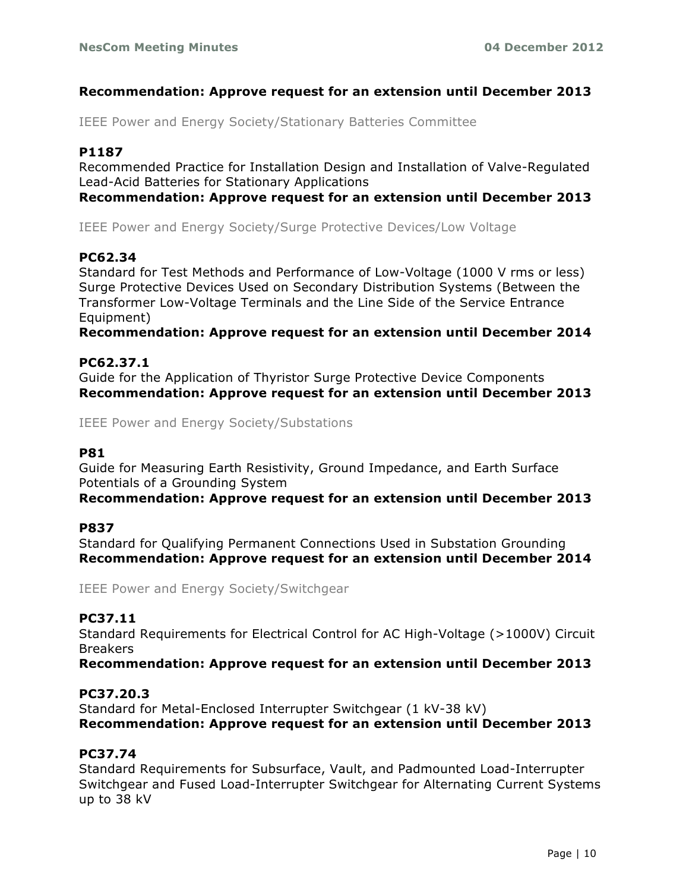**Recommendation: Approve request for an extension until December 2013**

IEEE Power and Energy Society/Stationary Batteries Committee

**P1187**
Recommended Practice for Installation Design and Installation of Valve-Regulated Lead-Acid Batteries for Stationary Applications
**Recommendation: Approve request for an extension until December 2013**

IEEE Power and Energy Society/Surge Protective Devices/Low Voltage

**PC62.34**
Standard for Test Methods and Performance of Low-Voltage (1000 V rms or less) Surge Protective Devices Used on Secondary Distribution Systems (Between the Transformer Low-Voltage Terminals and the Line Side of the Service Entrance Equipment)
**Recommendation: Approve request for an extension until December 2014**

**PC62.37.1**
Guide for the Application of Thyristor Surge Protective Device Components
**Recommendation: Approve request for an extension until December 2013**

IEEE Power and Energy Society/Substations

**P81**
Guide for Measuring Earth Resistivity, Ground Impedance, and Earth Surface Potentials of a Grounding System
**Recommendation: Approve request for an extension until December 2013**

**P837**
Standard for Qualifying Permanent Connections Used in Substation Grounding
**Recommendation: Approve request for an extension until December 2014**

IEEE Power and Energy Society/Switchgear

**PC37.11**
Standard Requirements for Electrical Control for AC High-Voltage (>1000V) Circuit Breakers
**Recommendation: Approve request for an extension until December 2013**

**PC37.20.3**
Standard for Metal-Enclosed Interrupter Switchgear (1 kV-38 kV)
**Recommendation: Approve request for an extension until December 2013**

**PC37.74**
Standard Requirements for Subsurface, Vault, and Padmounted Load-Interrupter Switchgear and Fused Load-Interrupter Switchgear for Alternating Current Systems up to 38 kV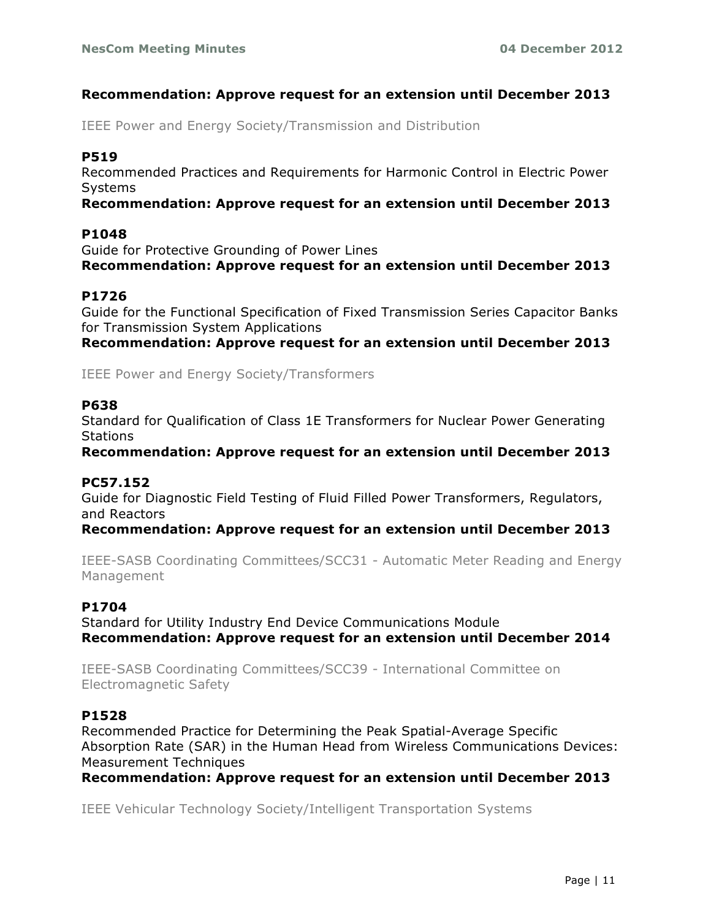**Recommendation: Approve request for an extension until December 2013**

IEEE Power and Energy Society/Transmission and Distribution

**P519**
Recommended Practices and Requirements for Harmonic Control in Electric Power Systems
**Recommendation: Approve request for an extension until December 2013**

**P1048**
Guide for Protective Grounding of Power Lines
**Recommendation: Approve request for an extension until December 2013**

**P1726**
Guide for the Functional Specification of Fixed Transmission Series Capacitor Banks for Transmission System Applications
**Recommendation: Approve request for an extension until December 2013**

IEEE Power and Energy Society/Transformers

**P638**
Standard for Qualification of Class 1E Transformers for Nuclear Power Generating Stations
**Recommendation: Approve request for an extension until December 2013**

**PC57.152**
Guide for Diagnostic Field Testing of Fluid Filled Power Transformers, Regulators, and Reactors
**Recommendation: Approve request for an extension until December 2013**

IEEE-SASB Coordinating Committees/SCC31 - Automatic Meter Reading and Energy Management

**P1704**
Standard for Utility Industry End Device Communications Module
**Recommendation: Approve request for an extension until December 2014**

IEEE-SASB Coordinating Committees/SCC39 - International Committee on Electromagnetic Safety

**P1528**
Recommended Practice for Determining the Peak Spatial-Average Specific Absorption Rate (SAR) in the Human Head from Wireless Communications Devices: Measurement Techniques
**Recommendation: Approve request for an extension until December 2013**

IEEE Vehicular Technology Society/Intelligent Transportation Systems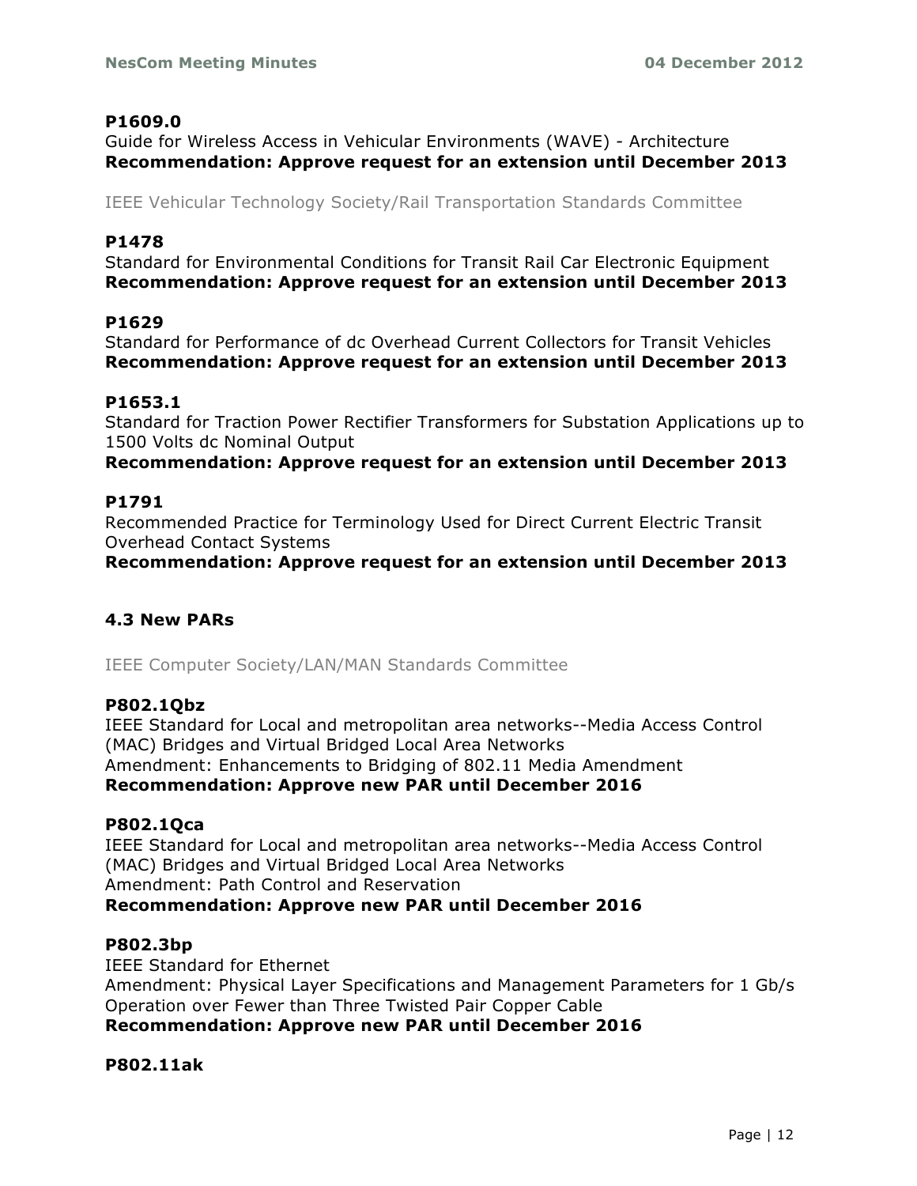**P1609.0**
Guide for Wireless Access in Vehicular Environments (WAVE) - Architecture
**Recommendation: Approve request for an extension until December 2013**

IEEE Vehicular Technology Society/Rail Transportation Standards Committee

**P1478**
Standard for Environmental Conditions for Transit Rail Car Electronic Equipment
**Recommendation: Approve request for an extension until December 2013**

**P1629**
Standard for Performance of dc Overhead Current Collectors for Transit Vehicles
**Recommendation: Approve request for an extension until December 2013**

**P1653.1**
Standard for Traction Power Rectifier Transformers for Substation Applications up to 1500 Volts dc Nominal Output
**Recommendation: Approve request for an extension until December 2013**

**P1791**
Recommended Practice for Terminology Used for Direct Current Electric Transit Overhead Contact Systems
**Recommendation: Approve request for an extension until December 2013**

### 4.3 New PARs

IEEE Computer Society/LAN/MAN Standards Committee

**P802.1Qbz**
IEEE Standard for Local and metropolitan area networks--Media Access Control (MAC) Bridges and Virtual Bridged Local Area Networks
Amendment: Enhancements to Bridging of 802.11 Media Amendment
**Recommendation: Approve new PAR until December 2016**

**P802.1Qca**
IEEE Standard for Local and metropolitan area networks--Media Access Control (MAC) Bridges and Virtual Bridged Local Area Networks
Amendment: Path Control and Reservation
**Recommendation: Approve new PAR until December 2016**

**P802.3bp**
IEEE Standard for Ethernet
Amendment: Physical Layer Specifications and Management Parameters for 1 Gb/s Operation over Fewer than Three Twisted Pair Copper Cable
**Recommendation: Approve new PAR until December 2016**

**P802.11ak**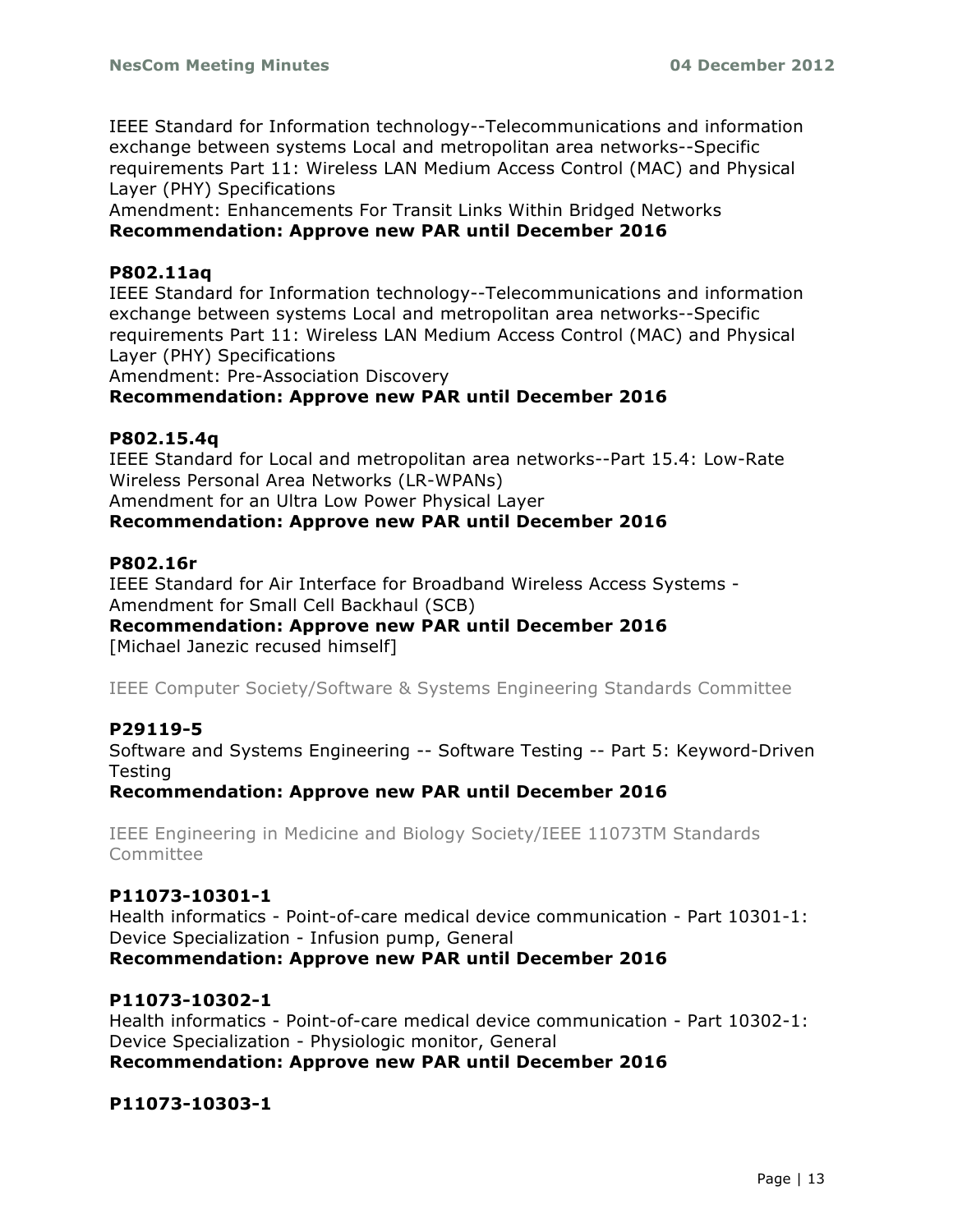IEEE Standard for Information technology--Telecommunications and information exchange between systems Local and metropolitan area networks--Specific requirements Part 11: Wireless LAN Medium Access Control (MAC) and Physical Layer (PHY) Specifications
Amendment: Enhancements For Transit Links Within Bridged Networks
**Recommendation: Approve new PAR until December 2016**

**P802.11aq**
IEEE Standard for Information technology--Telecommunications and information exchange between systems Local and metropolitan area networks--Specific requirements Part 11: Wireless LAN Medium Access Control (MAC) and Physical Layer (PHY) Specifications
Amendment: Pre-Association Discovery
**Recommendation: Approve new PAR until December 2016**

**P802.15.4q**
IEEE Standard for Local and metropolitan area networks--Part 15.4: Low-Rate Wireless Personal Area Networks (LR-WPANs)
Amendment for an Ultra Low Power Physical Layer
**Recommendation: Approve new PAR until December 2016**

**P802.16r**
IEEE Standard for Air Interface for Broadband Wireless Access Systems - Amendment for Small Cell Backhaul (SCB)
**Recommendation: Approve new PAR until December 2016**
[Michael Janezic recused himself]

IEEE Computer Society/Software & Systems Engineering Standards Committee

**P29119-5**
Software and Systems Engineering -- Software Testing -- Part 5: Keyword-Driven Testing
**Recommendation: Approve new PAR until December 2016**

IEEE Engineering in Medicine and Biology Society/IEEE 11073TM Standards Committee

**P11073-10301-1**
Health informatics - Point-of-care medical device communication - Part 10301-1: Device Specialization - Infusion pump, General
**Recommendation: Approve new PAR until December 2016**

**P11073-10302-1**
Health informatics - Point-of-care medical device communication - Part 10302-1: Device Specialization - Physiologic monitor, General
**Recommendation: Approve new PAR until December 2016**

**P11073-10303-1**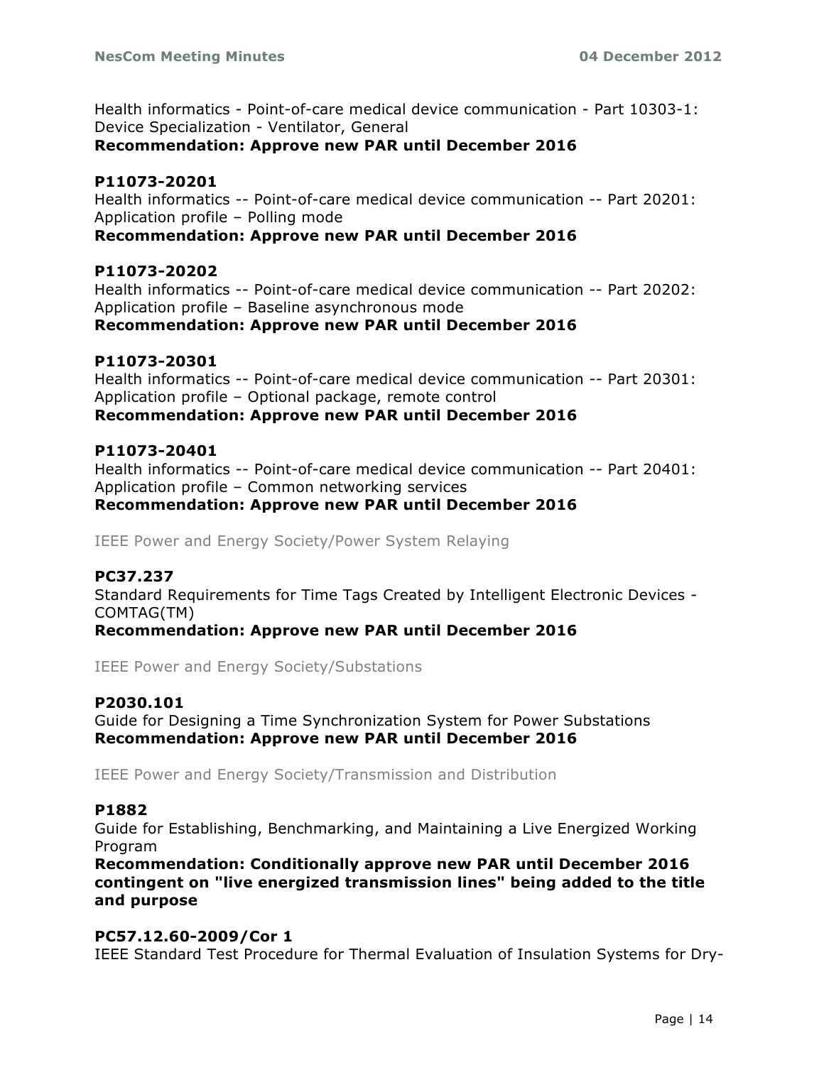Health informatics - Point-of-care medical device communication - Part 10303-1: Device Specialization - Ventilator, General
**Recommendation: Approve new PAR until December 2016**

**P11073-20201**
Health informatics -- Point-of-care medical device communication -- Part 20201: Application profile – Polling mode
**Recommendation: Approve new PAR until December 2016**

**P11073-20202**
Health informatics -- Point-of-care medical device communication -- Part 20202: Application profile – Baseline asynchronous mode
**Recommendation: Approve new PAR until December 2016**

**P11073-20301**
Health informatics -- Point-of-care medical device communication -- Part 20301: Application profile – Optional package, remote control
**Recommendation: Approve new PAR until December 2016**

**P11073-20401**
Health informatics -- Point-of-care medical device communication -- Part 20401: Application profile – Common networking services
**Recommendation: Approve new PAR until December 2016**

IEEE Power and Energy Society/Power System Relaying

**PC37.237**
Standard Requirements for Time Tags Created by Intelligent Electronic Devices - COMTAG(TM)
**Recommendation: Approve new PAR until December 2016**

IEEE Power and Energy Society/Substations

**P2030.101**
Guide for Designing a Time Synchronization System for Power Substations
**Recommendation: Approve new PAR until December 2016**

IEEE Power and Energy Society/Transmission and Distribution

**P1882**
Guide for Establishing, Benchmarking, and Maintaining a Live Energized Working Program
**Recommendation: Conditionally approve new PAR until December 2016 contingent on "live energized transmission lines" being added to the title and purpose**

**PC57.12.60-2009/Cor 1**
IEEE Standard Test Procedure for Thermal Evaluation of Insulation Systems for Dry-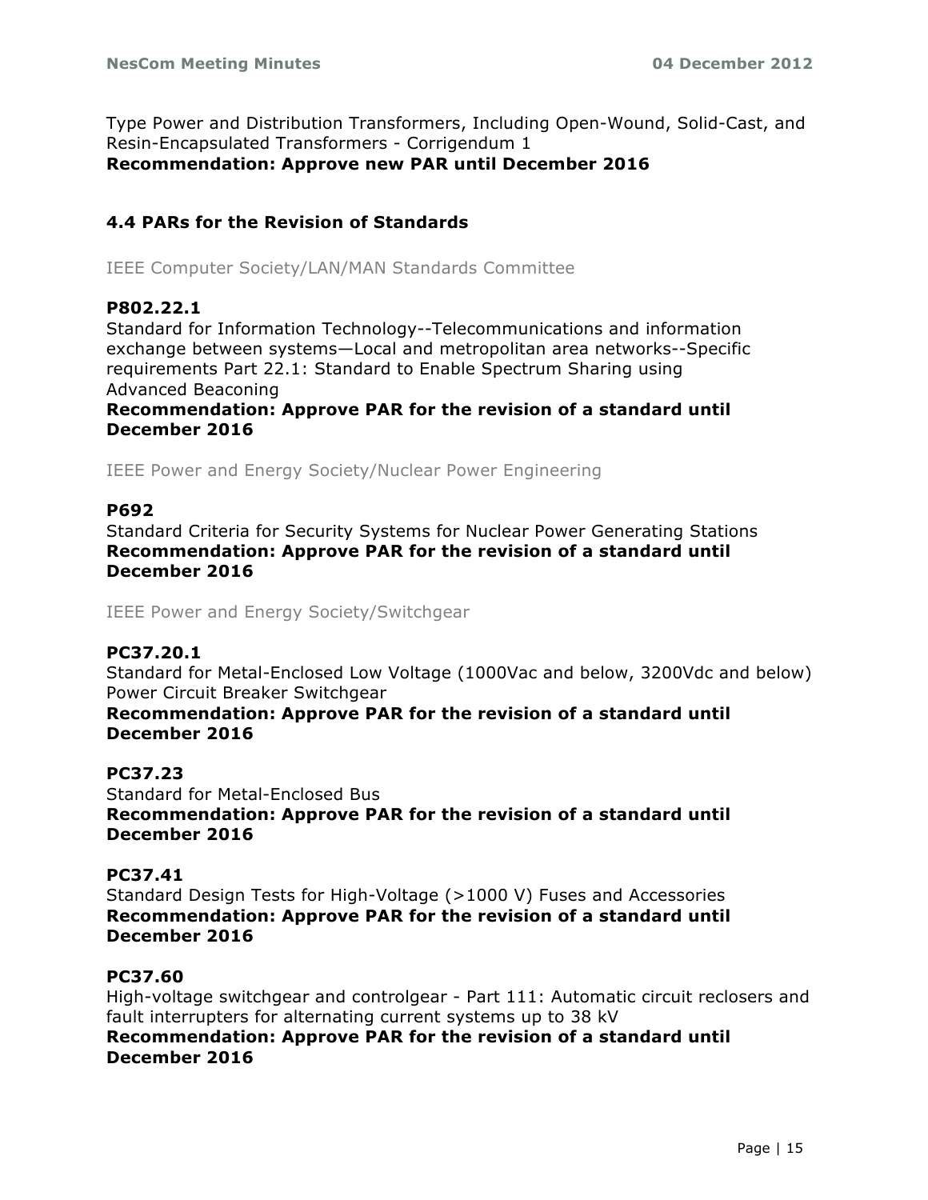Type Power and Distribution Transformers, Including Open-Wound, Solid-Cast, and Resin-Encapsulated Transformers - Corrigendum 1
**Recommendation: Approve new PAR until December 2016**

### 4.4 PARs for the Revision of Standards

IEEE Computer Society/LAN/MAN Standards Committee

**P802.22.1**
Standard for Information Technology--Telecommunications and information exchange between systems—Local and metropolitan area networks--Specific requirements Part 22.1: Standard to Enable Spectrum Sharing using Advanced Beaconing
**Recommendation: Approve PAR for the revision of a standard until December 2016**

IEEE Power and Energy Society/Nuclear Power Engineering

**P692**
Standard Criteria for Security Systems for Nuclear Power Generating Stations
**Recommendation: Approve PAR for the revision of a standard until December 2016**

IEEE Power and Energy Society/Switchgear

**PC37.20.1**
Standard for Metal-Enclosed Low Voltage (1000Vac and below, 3200Vdc and below) Power Circuit Breaker Switchgear
**Recommendation: Approve PAR for the revision of a standard until December 2016**

**PC37.23**
Standard for Metal-Enclosed Bus
**Recommendation: Approve PAR for the revision of a standard until December 2016**

**PC37.41**
Standard Design Tests for High-Voltage (>1000 V) Fuses and Accessories
**Recommendation: Approve PAR for the revision of a standard until December 2016**

**PC37.60**
High-voltage switchgear and controlgear - Part 111: Automatic circuit reclosers and fault interrupters for alternating current systems up to 38 kV
**Recommendation: Approve PAR for the revision of a standard until December 2016**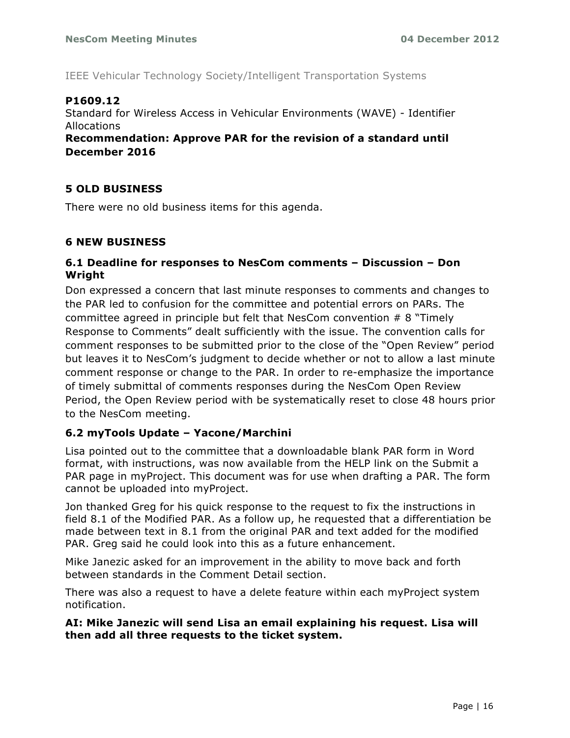IEEE Vehicular Technology Society/Intelligent Transportation Systems

**P1609.12**
Standard for Wireless Access in Vehicular Environments (WAVE) - Identifier Allocations
**Recommendation: Approve PAR for the revision of a standard until December 2016**

## 5 OLD BUSINESS

There were no old business items for this agenda.

## 6 NEW BUSINESS

### 6.1 Deadline for responses to NesCom comments – Discussion – Don Wright

Don expressed a concern that last minute responses to comments and changes to the PAR led to confusion for the committee and potential errors on PARs. The committee agreed in principle but felt that NesCom convention # 8 "Timely Response to Comments" dealt sufficiently with the issue. The convention calls for comment responses to be submitted prior to the close of the "Open Review" period but leaves it to NesCom's judgment to decide whether or not to allow a last minute comment response or change to the PAR. In order to re-emphasize the importance of timely submittal of comments responses during the NesCom Open Review Period, the Open Review period with be systematically reset to close 48 hours prior to the NesCom meeting.

### 6.2 myTools Update – Yacone/Marchini

Lisa pointed out to the committee that a downloadable blank PAR form in Word format, with instructions, was now available from the HELP link on the Submit a PAR page in myProject. This document was for use when drafting a PAR. The form cannot be uploaded into myProject.

Jon thanked Greg for his quick response to the request to fix the instructions in field 8.1 of the Modified PAR. As a follow up, he requested that a differentiation be made between text in 8.1 from the original PAR and text added for the modified PAR. Greg said he could look into this as a future enhancement.

Mike Janezic asked for an improvement in the ability to move back and forth between standards in the Comment Detail section.

There was also a request to have a delete feature within each myProject system notification.

**AI: Mike Janezic will send Lisa an email explaining his request. Lisa will then add all three requests to the ticket system.**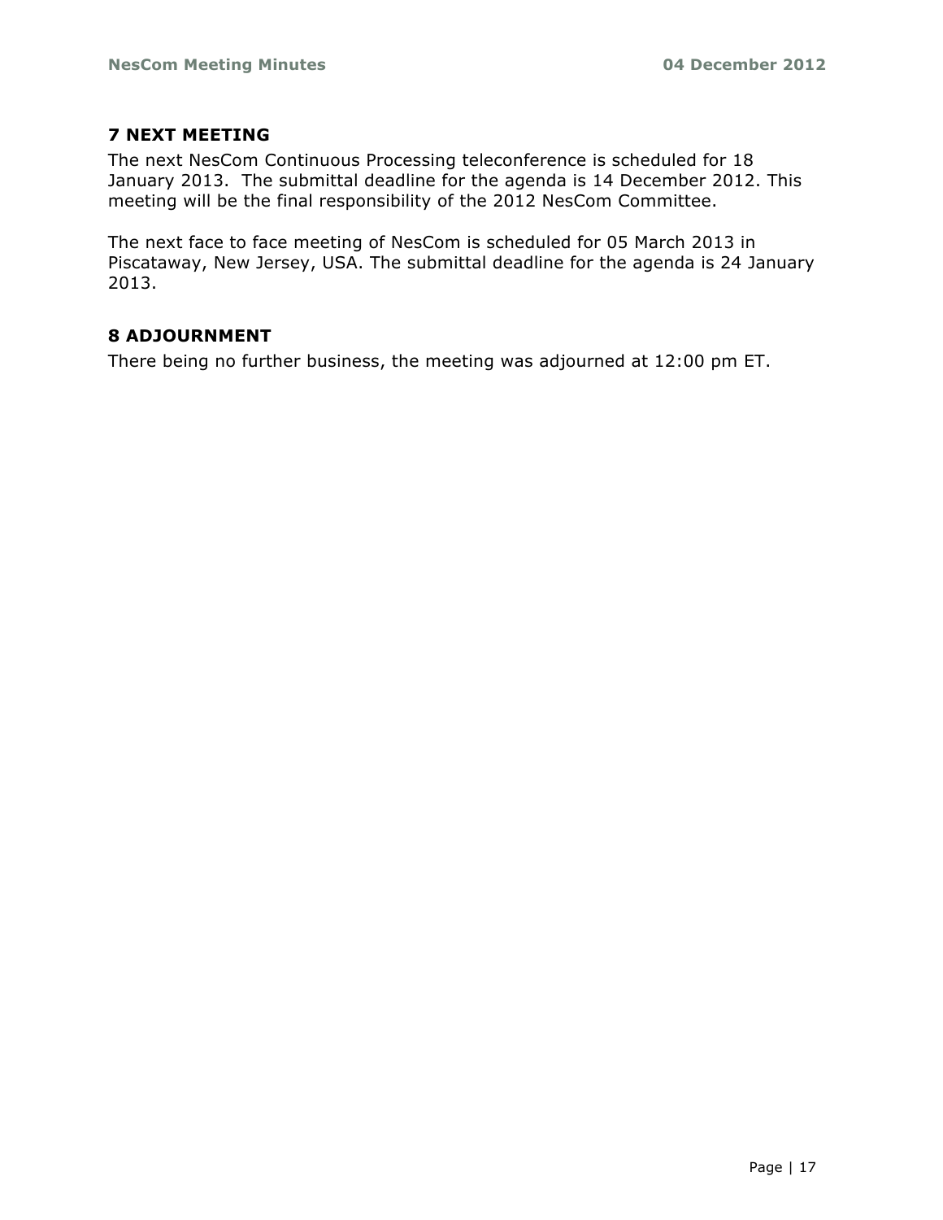## 7 NEXT MEETING

The next NesCom Continuous Processing teleconference is scheduled for 18 January 2013. The submittal deadline for the agenda is 14 December 2012. This meeting will be the final responsibility of the 2012 NesCom Committee.

The next face to face meeting of NesCom is scheduled for 05 March 2013 in Piscataway, New Jersey, USA. The submittal deadline for the agenda is 24 January 2013.

## 8 ADJOURNMENT

There being no further business, the meeting was adjourned at 12:00 pm ET.